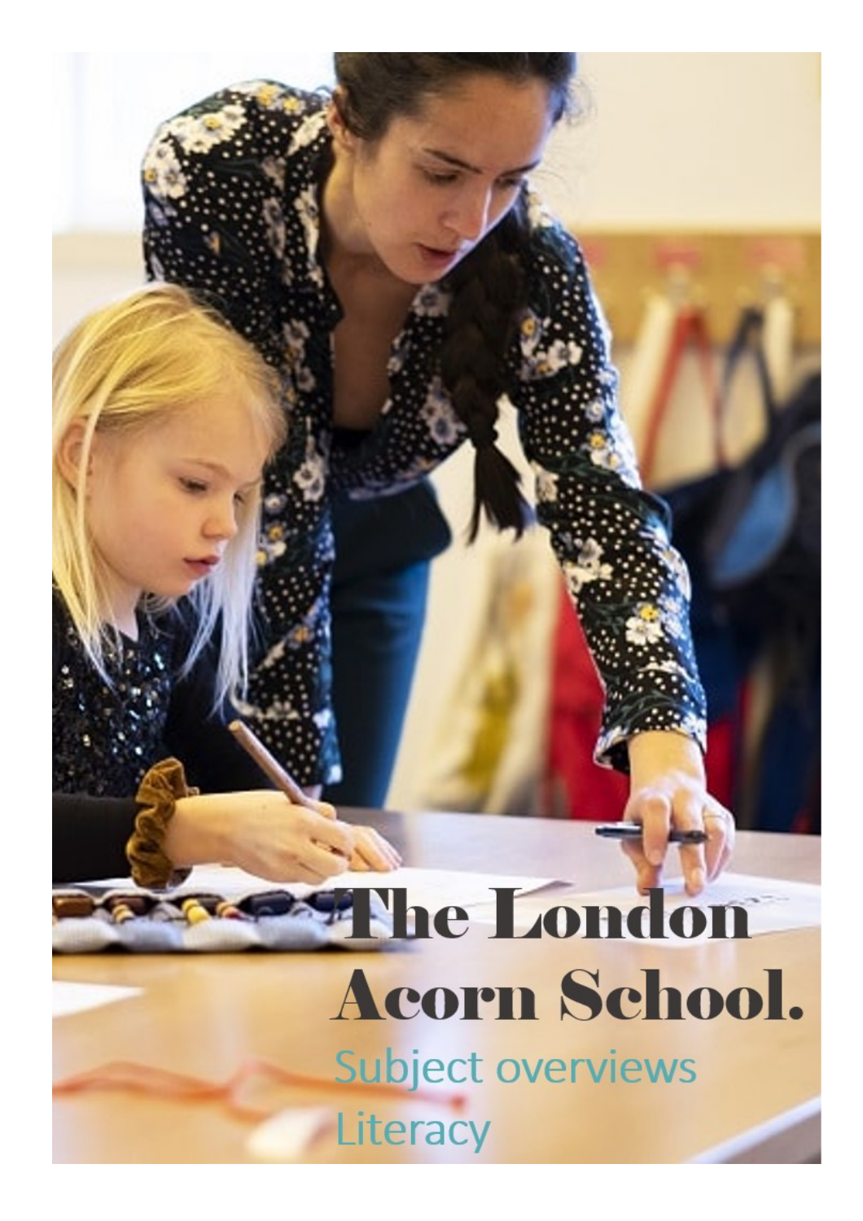# The London Acorn School.

Subject overviews

Literacy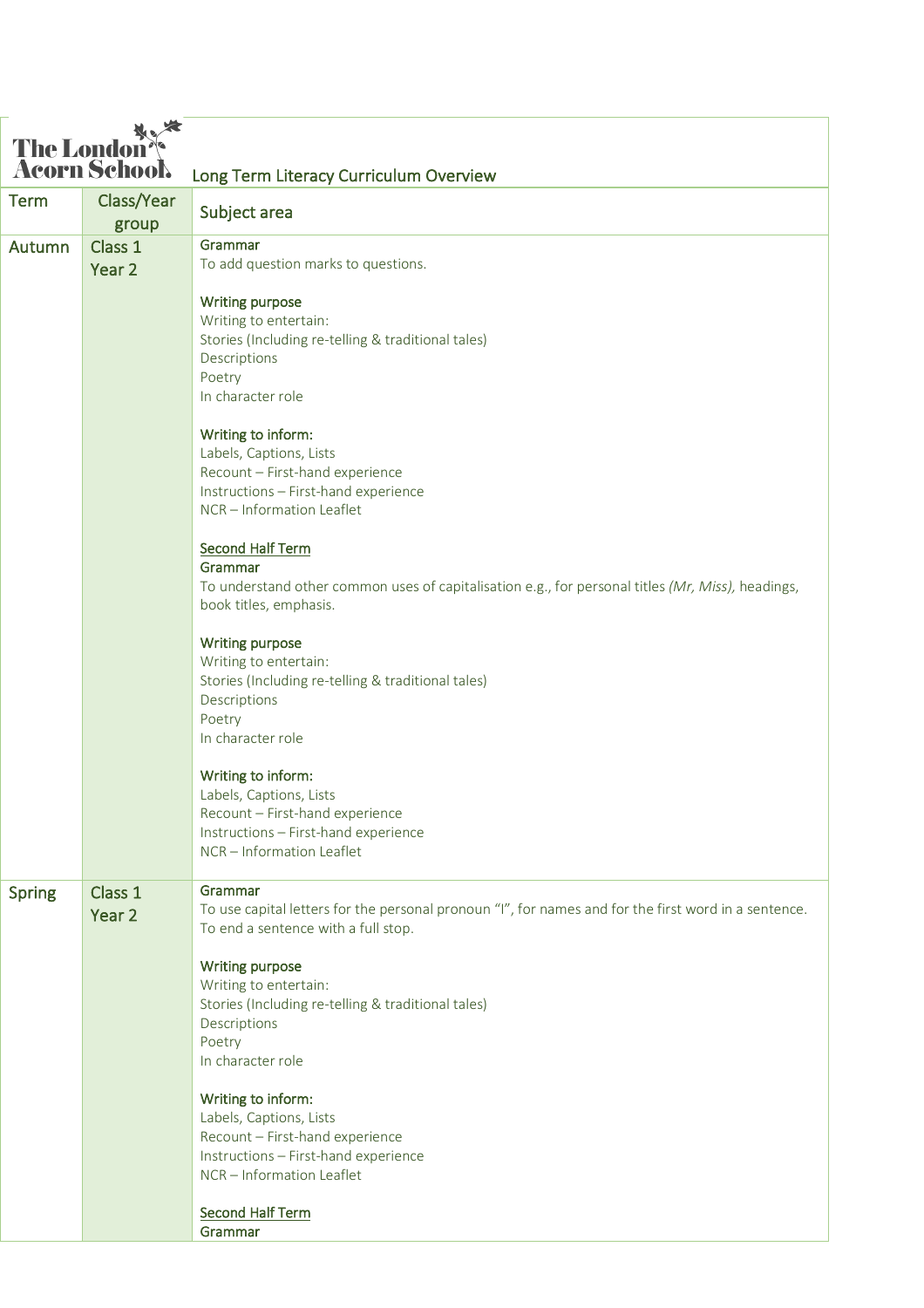| The London Acorn School | | Long Term Literacy Curriculum Overview |
|---|---|---|
| **Term** | **Class/Year group** | **Subject area** |
| Autumn | Class 1<br>Year 2 | **Grammar**<br>To add question marks to questions.<br><br>**Writing purpose**<br>Writing to entertain:<br>Stories (Including re-telling & traditional tales)<br>Descriptions<br>Poetry<br>In character role<br><br>**Writing to inform:**<br>Labels, Captions, Lists<br>Recount – First-hand experience<br>Instructions – First-hand experience<br>NCR – Information Leaflet<br><br><u>Second Half Term</u><br>**Grammar**<br>To understand other common uses of capitalisation e.g., for personal titles *(Mr, Miss),* headings, book titles, emphasis.<br><br>**Writing purpose**<br>Writing to entertain:<br>Stories (Including re-telling & traditional tales)<br>Descriptions<br>Poetry<br>In character role<br><br>**Writing to inform:**<br>Labels, Captions, Lists<br>Recount – First-hand experience<br>Instructions – First-hand experience<br>NCR – Information Leaflet |
| Spring | Class 1<br>Year 2 | **Grammar**<br>To use capital letters for the personal pronoun "I", for names and for the first word in a sentence.<br>To end a sentence with a full stop.<br><br>**Writing purpose**<br>Writing to entertain:<br>Stories (Including re-telling & traditional tales)<br>Descriptions<br>Poetry<br>In character role<br><br>**Writing to inform:**<br>Labels, Captions, Lists<br>Recount – First-hand experience<br>Instructions – First-hand experience<br>NCR – Information Leaflet<br><br><u>Second Half Term</u><br>**Grammar** |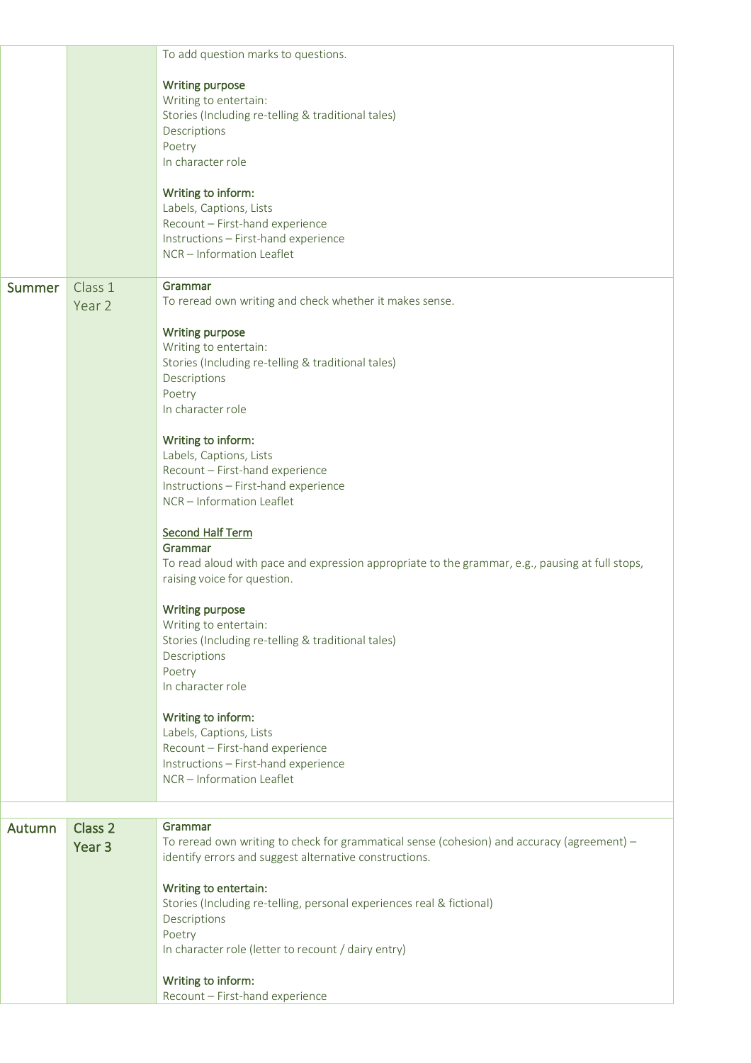| | | |
|---|---|---|
| | | To add question marks to questions.<br><br>Writing purpose<br>Writing to entertain:<br>Stories (Including re-telling & traditional tales)<br>Descriptions<br>Poetry<br>In character role<br><br>Writing to inform:<br>Labels, Captions, Lists<br>Recount – First-hand experience<br>Instructions – First-hand experience<br>NCR – Information Leaflet |
| Summer | Class 1<br>Year 2 | Grammar<br>To reread own writing and check whether it makes sense.<br><br>Writing purpose<br>Writing to entertain:<br>Stories (Including re-telling & traditional tales)<br>Descriptions<br>Poetry<br>In character role<br><br>Writing to inform:<br>Labels, Captions, Lists<br>Recount – First-hand experience<br>Instructions – First-hand experience<br>NCR – Information Leaflet<br><br>Second Half Term<br>Grammar<br>To read aloud with pace and expression appropriate to the grammar, e.g., pausing at full stops, raising voice for question.<br><br>Writing purpose<br>Writing to entertain:<br>Stories (Including re-telling & traditional tales)<br>Descriptions<br>Poetry<br>In character role<br><br>Writing to inform:<br>Labels, Captions, Lists<br>Recount – First-hand experience<br>Instructions – First-hand experience<br>NCR – Information Leaflet |
| | | |
| Autumn | Class 2<br>Year 3 | Grammar<br>To reread own writing to check for grammatical sense (cohesion) and accuracy (agreement) – identify errors and suggest alternative constructions.<br><br>Writing to entertain:<br>Stories (Including re-telling, personal experiences real & fictional)<br>Descriptions<br>Poetry<br>In character role (letter to recount / dairy entry)<br><br>Writing to inform:<br>Recount – First-hand experience |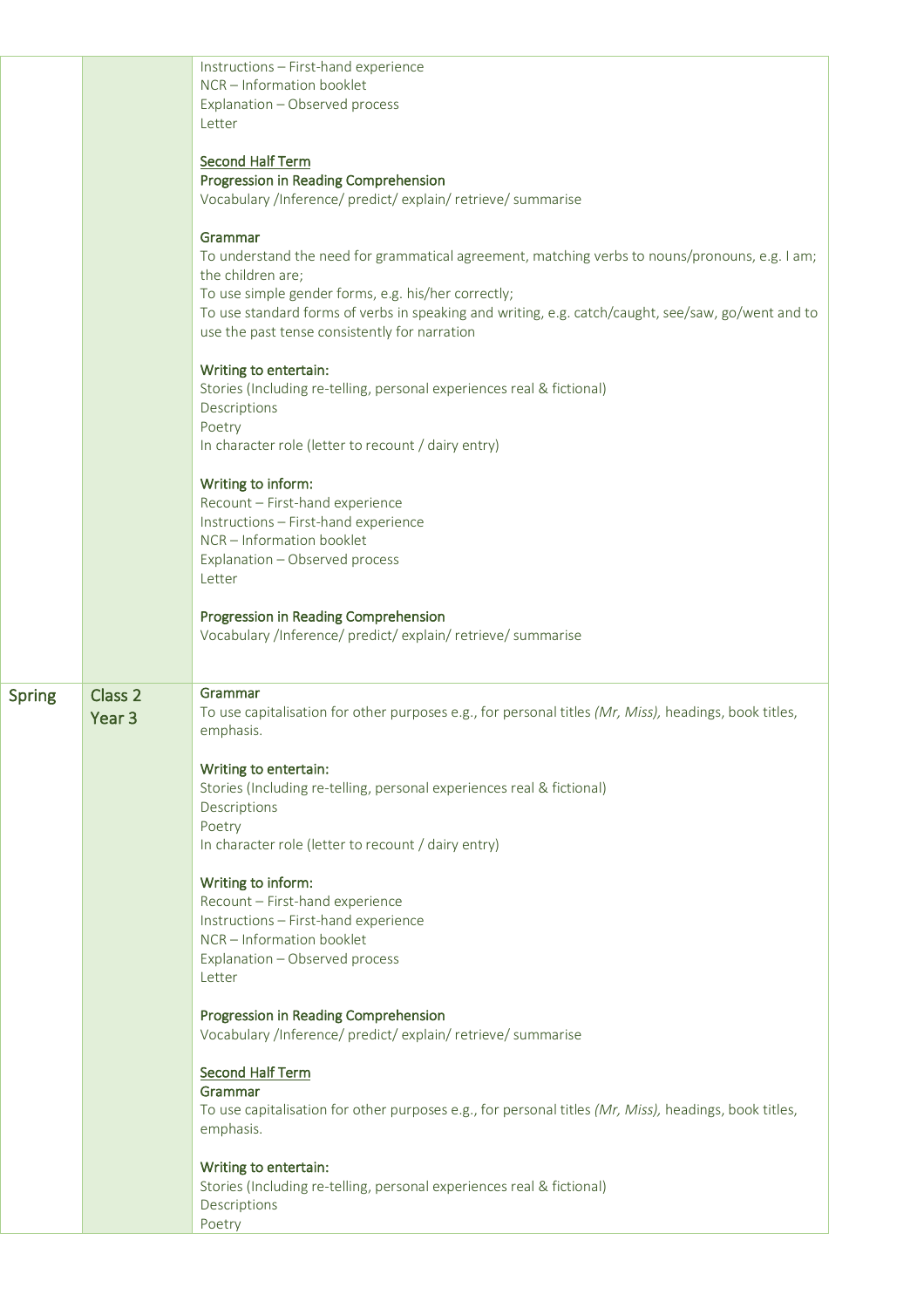| | | |
|---|---|---|
| | | Instructions – First-hand experience<br>NCR – Information booklet<br>Explanation – Observed process<br>Letter<br><br><u>Second Half Term</u><br>Progression in Reading Comprehension<br>Vocabulary /Inference/ predict/ explain/ retrieve/ summarise<br><br>Grammar<br>To understand the need for grammatical agreement, matching verbs to nouns/pronouns, e.g. I am; the children are;<br>To use simple gender forms, e.g. his/her correctly;<br>To use standard forms of verbs in speaking and writing, e.g. catch/caught, see/saw, go/went and to use the past tense consistently for narration<br><br>Writing to entertain:<br>Stories (Including re-telling, personal experiences real & fictional)<br>Descriptions<br>Poetry<br>In character role (letter to recount / dairy entry)<br><br>Writing to inform:<br>Recount – First-hand experience<br>Instructions – First-hand experience<br>NCR – Information booklet<br>Explanation – Observed process<br>Letter<br><br>Progression in Reading Comprehension<br>Vocabulary /Inference/ predict/ explain/ retrieve/ summarise |
| Spring | Class 2<br>Year 3 | Grammar<br>To use capitalisation for other purposes e.g., for personal titles *(Mr, Miss),* headings, book titles, emphasis.<br><br>Writing to entertain:<br>Stories (Including re-telling, personal experiences real & fictional)<br>Descriptions<br>Poetry<br>In character role (letter to recount / dairy entry)<br><br>Writing to inform:<br>Recount – First-hand experience<br>Instructions – First-hand experience<br>NCR – Information booklet<br>Explanation – Observed process<br>Letter<br><br>Progression in Reading Comprehension<br>Vocabulary /Inference/ predict/ explain/ retrieve/ summarise<br><br><u>Second Half Term</u><br>Grammar<br>To use capitalisation for other purposes e.g., for personal titles *(Mr, Miss),* headings, book titles, emphasis.<br><br>Writing to entertain:<br>Stories (Including re-telling, personal experiences real & fictional)<br>Descriptions<br>Poetry |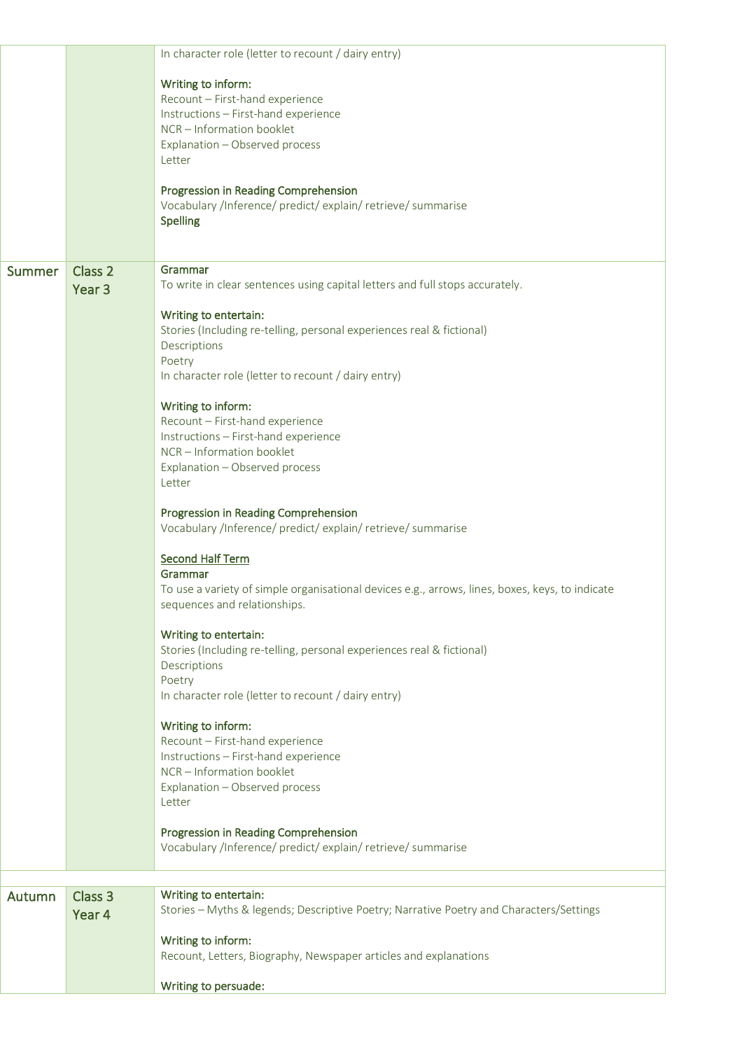| | | |
|---|---|---|
| | | In character role (letter to recount / dairy entry)<br><br>**Writing to inform:**<br>Recount – First-hand experience<br>Instructions – First-hand experience<br>NCR – Information booklet<br>Explanation – Observed process<br>Letter<br><br>**Progression in Reading Comprehension**<br>Vocabulary /Inference/ predict/ explain/ retrieve/ summarise<br>**Spelling** |
| Summer | Class 2<br>Year 3 | **Grammar**<br>To write in clear sentences using capital letters and full stops accurately.<br><br>**Writing to entertain:**<br>Stories (Including re-telling, personal experiences real & fictional)<br>Descriptions<br>Poetry<br>In character role (letter to recount / dairy entry)<br><br>**Writing to inform:**<br>Recount – First-hand experience<br>Instructions – First-hand experience<br>NCR – Information booklet<br>Explanation – Observed process<br>Letter<br><br>**Progression in Reading Comprehension**<br>Vocabulary /Inference/ predict/ explain/ retrieve/ summarise<br><br>**<u>Second Half Term</u>**<br>**Grammar**<br>To use a variety of simple organisational devices e.g., arrows, lines, boxes, keys, to indicate sequences and relationships.<br><br>**Writing to entertain:**<br>Stories (Including re-telling, personal experiences real & fictional)<br>Descriptions<br>Poetry<br>In character role (letter to recount / dairy entry)<br><br>**Writing to inform:**<br>Recount – First-hand experience<br>Instructions – First-hand experience<br>NCR – Information booklet<br>Explanation – Observed process<br>Letter<br><br>**Progression in Reading Comprehension**<br>Vocabulary /Inference/ predict/ explain/ retrieve/ summarise |
| | | |
| Autumn | Class 3<br>Year 4 | **Writing to entertain:**<br>Stories – Myths & legends; Descriptive Poetry; Narrative Poetry and Characters/Settings<br><br>**Writing to inform:**<br>Recount, Letters, Biography, Newspaper articles and explanations<br><br>**Writing to persuade:** |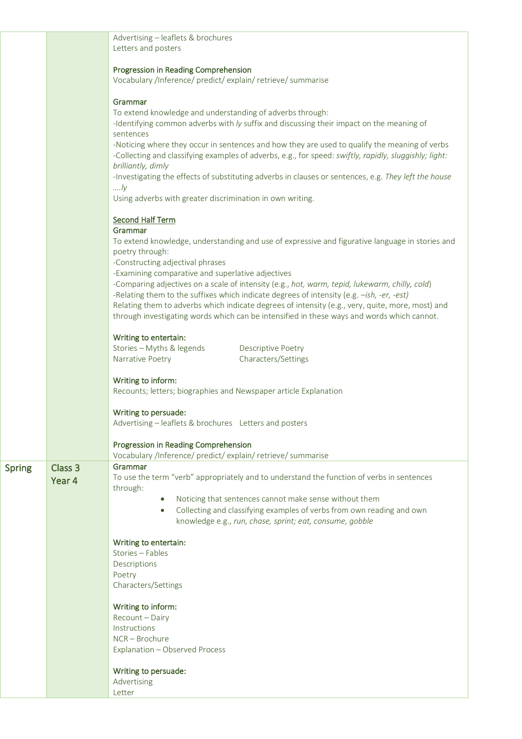| | | |
|---|---|---|
| | | Advertising – leaflets & brochures<br>Letters and posters<br><br>**Progression in Reading Comprehension**<br>Vocabulary /Inference/ predict/ explain/ retrieve/ summarise<br><br>**Grammar**<br>To extend knowledge and understanding of adverbs through:<br>-Identifying common adverbs with *ly* suffix and discussing their impact on the meaning of sentences<br>-Noticing where they occur in sentences and how they are used to qualify the meaning of verbs<br>-Collecting and classifying examples of adverbs, e.g., for speed: *swiftly, rapidly, sluggishly; light: brilliantly, dimly*<br>-Investigating the effects of substituting adverbs in clauses or sentences, e.g. *They left the house ….ly*<br>Using adverbs with greater discrimination in own writing.<br><br>**Second Half Term**<br>**Grammar**<br>To extend knowledge, understanding and use of expressive and figurative language in stories and poetry through:<br>-Constructing adjectival phrases<br>-Examining comparative and superlative adjectives<br>-Comparing adjectives on a scale of intensity (e.g., *hot, warm, tepid, lukewarm, chilly, cold*)<br>-Relating them to the suffixes which indicate degrees of intensity (e.g. *–ish, -er, -est)*<br>Relating them to adverbs which indicate degrees of intensity (e.g., very, quite, more, most) and through investigating words which can be intensified in these ways and words which cannot.<br><br>**Writing to entertain:**<br>Stories – Myths & legends<br>Narrative Poetry<br>Descriptive Poetry<br>Characters/Settings<br><br>**Writing to inform:**<br>Recounts; letters; biographies and Newspaper article Explanation<br><br>**Writing to persuade:**<br>Advertising – leaflets & brochures Letters and posters<br><br>**Progression in Reading Comprehension**<br>Vocabulary /Inference/ predict/ explain/ retrieve/ summarise |
| Spring | Class 3<br>Year 4 | **Grammar**<br>To use the term "verb" appropriately and to understand the function of verbs in sentences through:<br>• Noticing that sentences cannot make sense without them<br>• Collecting and classifying examples of verbs from own reading and own knowledge e.g., *run, chase, sprint; eat, consume, gobble*<br><br>**Writing to entertain:**<br>Stories – Fables<br>Descriptions<br>Poetry<br>Characters/Settings<br><br>**Writing to inform:**<br>Recount – Dairy<br>Instructions<br>NCR – Brochure<br>Explanation – Observed Process<br><br>**Writing to persuade:**<br>Advertising<br>Letter |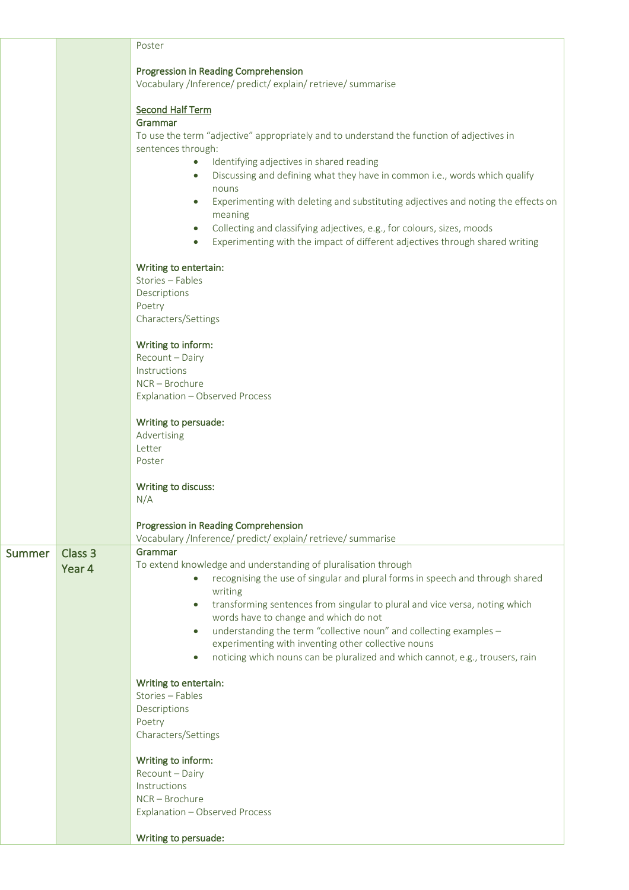| | | |
|---|---|---|
| | | Poster<br><br>**Progression in Reading Comprehension**<br>Vocabulary /Inference/ predict/ explain/ retrieve/ summarise<br><br>**<u>Second Half Term</u>**<br>**Grammar**<br>To use the term "adjective" appropriately and to understand the function of adjectives in sentences through:<br>• Identifying adjectives in shared reading<br>• Discussing and defining what they have in common i.e., words which qualify nouns<br>• Experimenting with deleting and substituting adjectives and noting the effects on meaning<br>• Collecting and classifying adjectives, e.g., for colours, sizes, moods<br>• Experimenting with the impact of different adjectives through shared writing<br><br>**Writing to entertain:**<br>Stories – Fables<br>Descriptions<br>Poetry<br>Characters/Settings<br><br>**Writing to inform:**<br>Recount – Dairy<br>Instructions<br>NCR – Brochure<br>Explanation – Observed Process<br><br>**Writing to persuade:**<br>Advertising<br>Letter<br>Poster<br><br>**Writing to discuss:**<br>N/A<br><br>**Progression in Reading Comprehension**<br>Vocabulary /Inference/ predict/ explain/ retrieve/ summarise |
| Summer | Class 3<br>Year 4 | **Grammar**<br>To extend knowledge and understanding of pluralisation through<br>• recognising the use of singular and plural forms in speech and through shared writing<br>• transforming sentences from singular to plural and vice versa, noting which words have to change and which do not<br>• understanding the term "collective noun" and collecting examples – experimenting with inventing other collective nouns<br>• noticing which nouns can be pluralized and which cannot, e.g., trousers, rain<br><br>**Writing to entertain:**<br>Stories – Fables<br>Descriptions<br>Poetry<br>Characters/Settings<br><br>**Writing to inform:**<br>Recount – Dairy<br>Instructions<br>NCR – Brochure<br>Explanation – Observed Process<br><br>**Writing to persuade:** |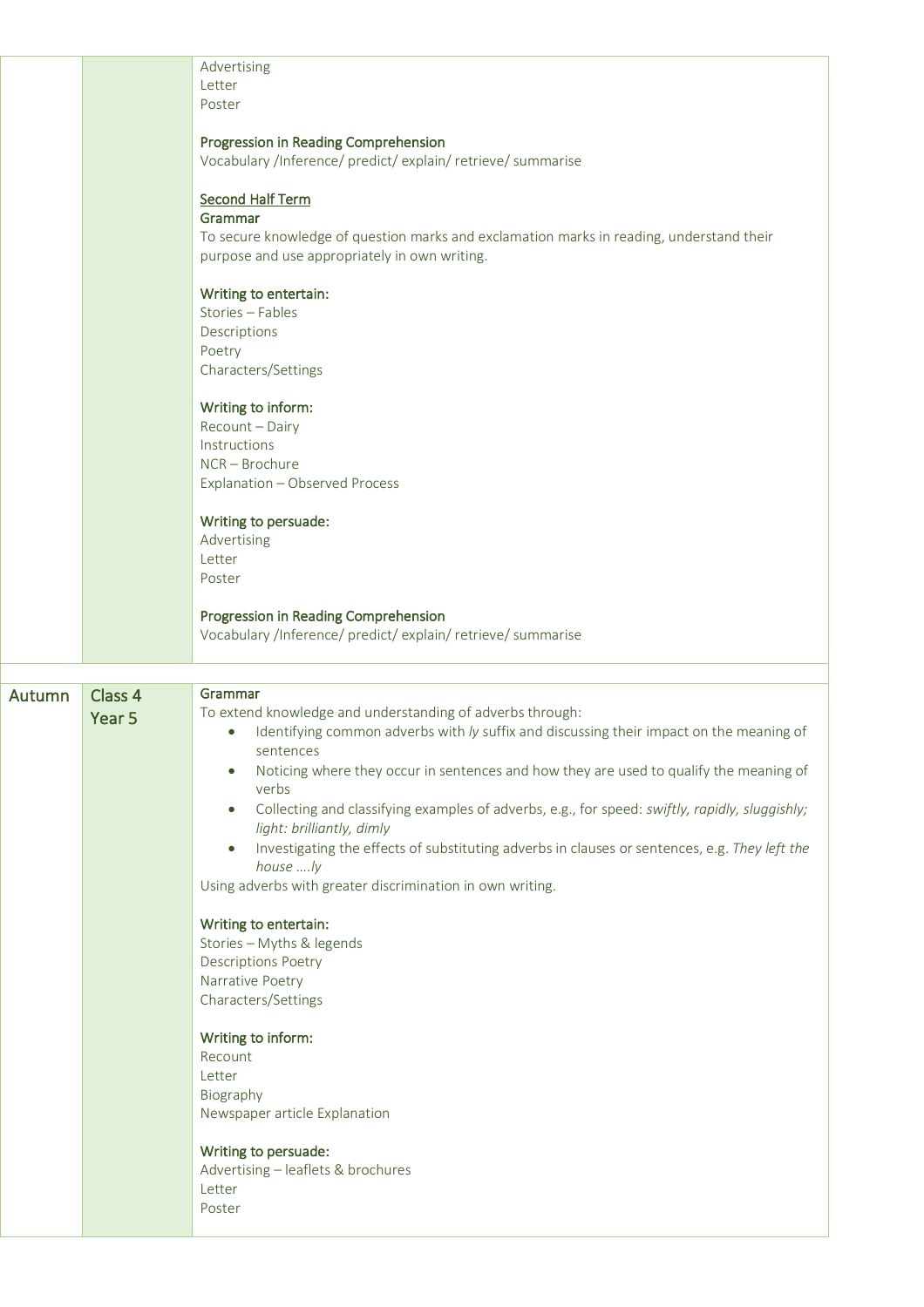| | | |
|---|---|---|
| | | Advertising<br>Letter<br>Poster<br><br>**Progression in Reading Comprehension**<br>Vocabulary /Inference/ predict/ explain/ retrieve/ summarise<br><br>**<u>Second Half Term</u>**<br>**Grammar**<br>To secure knowledge of question marks and exclamation marks in reading, understand their purpose and use appropriately in own writing.<br><br>**Writing to entertain:**<br>Stories – Fables<br>Descriptions<br>Poetry<br>Characters/Settings<br><br>**Writing to inform:**<br>Recount – Dairy<br>Instructions<br>NCR – Brochure<br>Explanation – Observed Process<br><br>**Writing to persuade:**<br>Advertising<br>Letter<br>Poster<br><br>**Progression in Reading Comprehension**<br>Vocabulary /Inference/ predict/ explain/ retrieve/ summarise |
| | | |
| Autumn | Class 4<br>Year 5 | **Grammar**<br>To extend knowledge and understanding of adverbs through:<br>• Identifying common adverbs with *ly* suffix and discussing their impact on the meaning of sentences<br>• Noticing where they occur in sentences and how they are used to qualify the meaning of verbs<br>• Collecting and classifying examples of adverbs, e.g., for speed: *swiftly, rapidly, sluggishly; light: brilliantly, dimly*<br>• Investigating the effects of substituting adverbs in clauses or sentences, e.g. *They left the house ….ly*<br>Using adverbs with greater discrimination in own writing.<br><br>**Writing to entertain:**<br>Stories – Myths & legends<br>Descriptions Poetry<br>Narrative Poetry<br>Characters/Settings<br><br>**Writing to inform:**<br>Recount<br>Letter<br>Biography<br>Newspaper article Explanation<br><br>**Writing to persuade:**<br>Advertising – leaflets & brochures<br>Letter<br>Poster |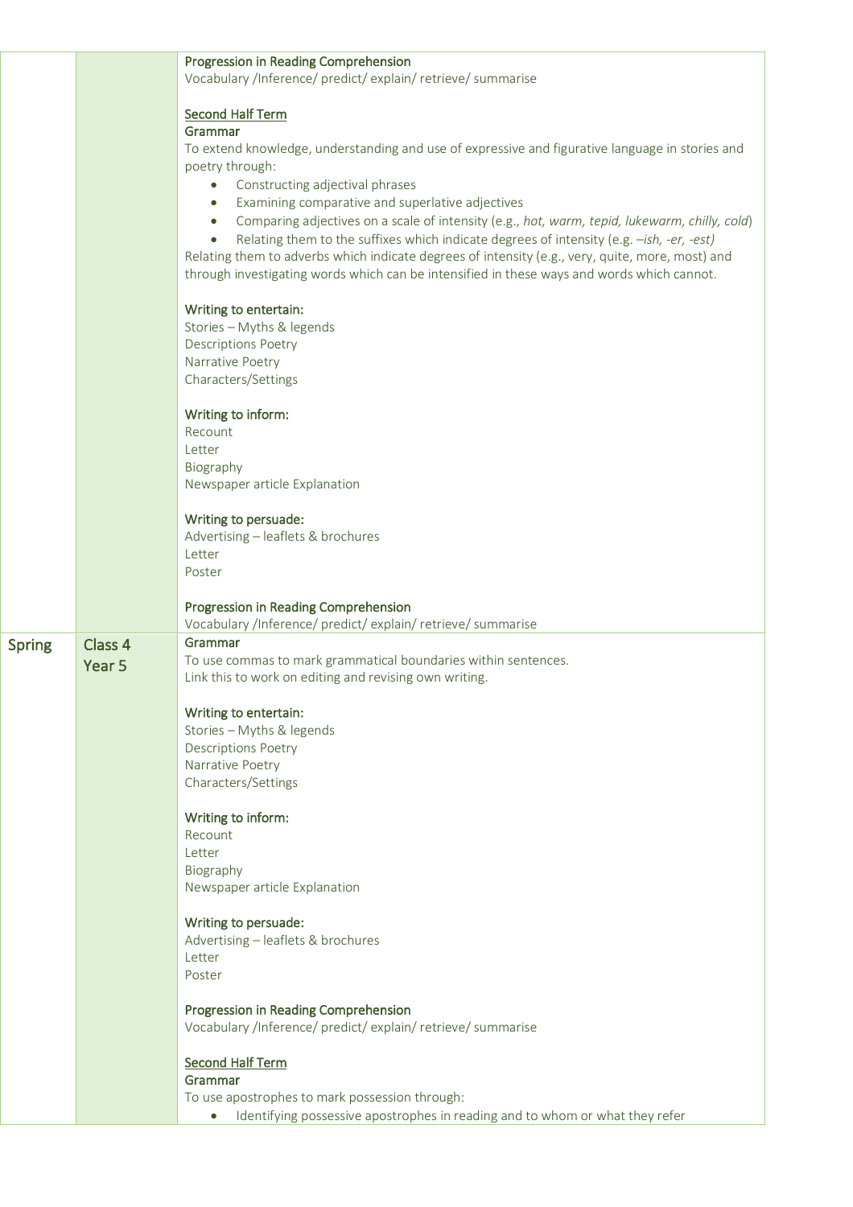| | | |
|---|---|---|
| | | **Progression in Reading Comprehension**<br>Vocabulary /Inference/ predict/ explain/ retrieve/ summarise<br><br><u>Second Half Term</u><br>**Grammar**<br>To extend knowledge, understanding and use of expressive and figurative language in stories and poetry through:<br>• Constructing adjectival phrases<br>• Examining comparative and superlative adjectives<br>• Comparing adjectives on a scale of intensity (e.g., *hot, warm, tepid, lukewarm, chilly, cold*)<br>• Relating them to the suffixes which indicate degrees of intensity (e.g. *–ish, -er, -est)*<br>Relating them to adverbs which indicate degrees of intensity (e.g., very, quite, more, most) and through investigating words which can be intensified in these ways and words which cannot.<br><br>**Writing to entertain:**<br>Stories – Myths & legends<br>Descriptions Poetry<br>Narrative Poetry<br>Characters/Settings<br><br>**Writing to inform:**<br>Recount<br>Letter<br>Biography<br>Newspaper article Explanation<br><br>**Writing to persuade:**<br>Advertising – leaflets & brochures<br>Letter<br>Poster<br><br>**Progression in Reading Comprehension**<br>Vocabulary /Inference/ predict/ explain/ retrieve/ summarise |
| Spring | Class 4<br>Year 5 | **Grammar**<br>To use commas to mark grammatical boundaries within sentences.<br>Link this to work on editing and revising own writing.<br><br>**Writing to entertain:**<br>Stories – Myths & legends<br>Descriptions Poetry<br>Narrative Poetry<br>Characters/Settings<br><br>**Writing to inform:**<br>Recount<br>Letter<br>Biography<br>Newspaper article Explanation<br><br>**Writing to persuade:**<br>Advertising – leaflets & brochures<br>Letter<br>Poster<br><br>**Progression in Reading Comprehension**<br>Vocabulary /Inference/ predict/ explain/ retrieve/ summarise<br><br><u>Second Half Term</u><br>**Grammar**<br>To use apostrophes to mark possession through:<br>• Identifying possessive apostrophes in reading and to whom or what they refer |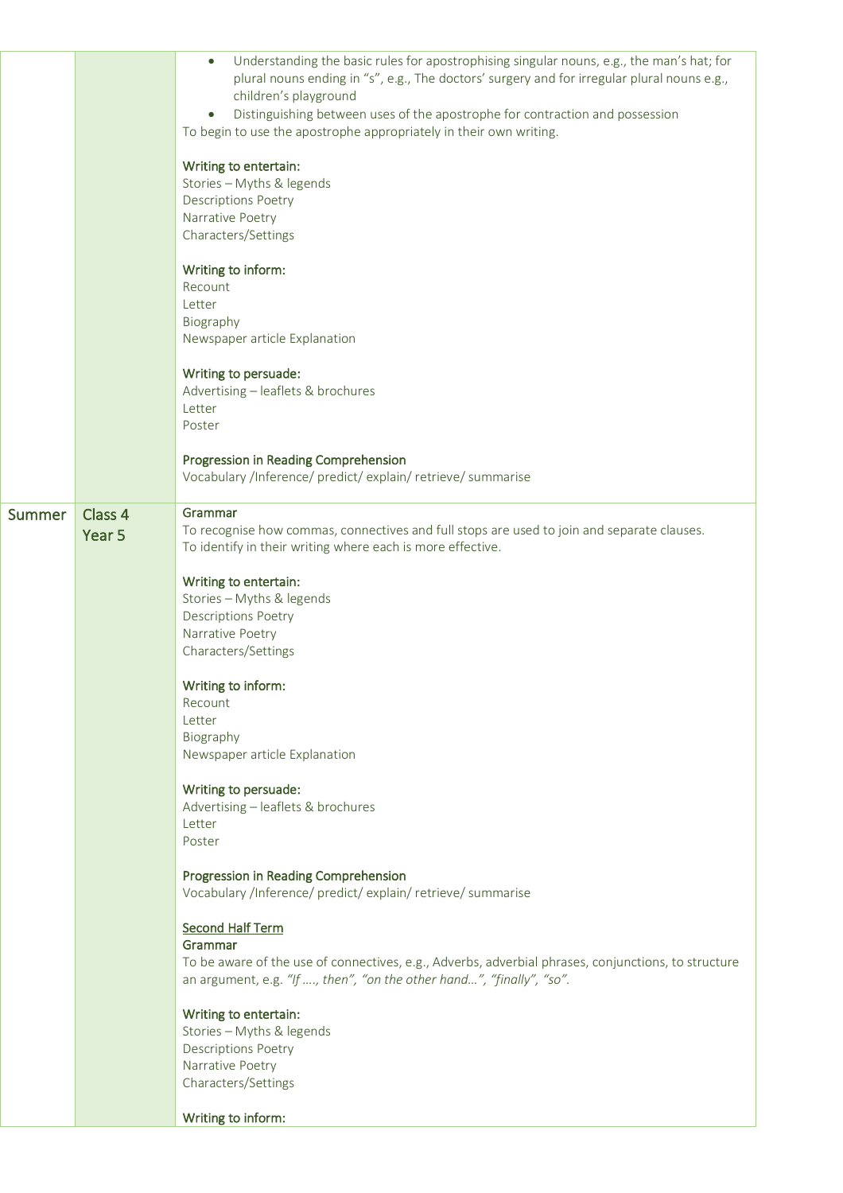| | | |
|---|---|---|
| | | • Understanding the basic rules for apostrophising singular nouns, e.g., the man's hat; for plural nouns ending in "s", e.g., The doctors' surgery and for irregular plural nouns e.g., children's playground<br>• Distinguishing between uses of the apostrophe for contraction and possession<br>To begin to use the apostrophe appropriately in their own writing.<br><br>Writing to entertain:<br>Stories – Myths & legends<br>Descriptions Poetry<br>Narrative Poetry<br>Characters/Settings<br><br>Writing to inform:<br>Recount<br>Letter<br>Biography<br>Newspaper article Explanation<br><br>Writing to persuade:<br>Advertising – leaflets & brochures<br>Letter<br>Poster<br><br>Progression in Reading Comprehension<br>Vocabulary /Inference/ predict/ explain/ retrieve/ summarise |
| Summer | Class 4<br>Year 5 | Grammar<br>To recognise how commas, connectives and full stops are used to join and separate clauses.<br>To identify in their writing where each is more effective.<br><br>Writing to entertain:<br>Stories – Myths & legends<br>Descriptions Poetry<br>Narrative Poetry<br>Characters/Settings<br><br>Writing to inform:<br>Recount<br>Letter<br>Biography<br>Newspaper article Explanation<br><br>Writing to persuade:<br>Advertising – leaflets & brochures<br>Letter<br>Poster<br><br>Progression in Reading Comprehension<br>Vocabulary /Inference/ predict/ explain/ retrieve/ summarise<br><br>Second Half Term<br>Grammar<br>To be aware of the use of connectives, e.g., Adverbs, adverbial phrases, conjunctions, to structure an argument, e.g. *"If …., then", "on the other hand…", "finally", "so".*<br><br>Writing to entertain:<br>Stories – Myths & legends<br>Descriptions Poetry<br>Narrative Poetry<br>Characters/Settings<br><br>Writing to inform: |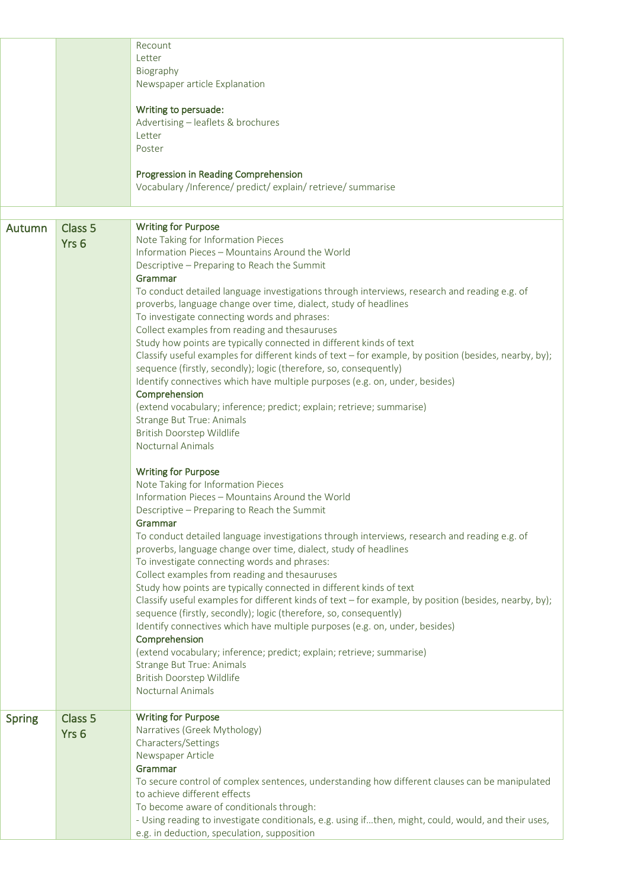| | | |
|---|---|---|
| | | Recount<br>Letter<br>Biography<br>Newspaper article Explanation<br><br>**Writing to persuade:**<br>Advertising – leaflets & brochures<br>Letter<br>Poster<br><br>**Progression in Reading Comprehension**<br>Vocabulary /Inference/ predict/ explain/ retrieve/ summarise |
| | | |
| **Autumn** | **Class 5**<br>**Yrs 6** | **Writing for Purpose**<br>Note Taking for Information Pieces<br>Information Pieces – Mountains Around the World<br>Descriptive – Preparing to Reach the Summit<br>**Grammar**<br>To conduct detailed language investigations through interviews, research and reading e.g. of proverbs, language change over time, dialect, study of headlines<br>To investigate connecting words and phrases:<br>Collect examples from reading and thesauruses<br>Study how points are typically connected in different kinds of text<br>Classify useful examples for different kinds of text – for example, by position (besides, nearby, by); sequence (firstly, secondly); logic (therefore, so, consequently)<br>Identify connectives which have multiple purposes (e.g. on, under, besides)<br>**Comprehension**<br>(extend vocabulary; inference; predict; explain; retrieve; summarise)<br>Strange But True: Animals<br>British Doorstep Wildlife<br>Nocturnal Animals<br><br>**Writing for Purpose**<br>Note Taking for Information Pieces<br>Information Pieces – Mountains Around the World<br>Descriptive – Preparing to Reach the Summit<br>**Grammar**<br>To conduct detailed language investigations through interviews, research and reading e.g. of proverbs, language change over time, dialect, study of headlines<br>To investigate connecting words and phrases:<br>Collect examples from reading and thesauruses<br>Study how points are typically connected in different kinds of text<br>Classify useful examples for different kinds of text – for example, by position (besides, nearby, by); sequence (firstly, secondly); logic (therefore, so, consequently)<br>Identify connectives which have multiple purposes (e.g. on, under, besides)<br>**Comprehension**<br>(extend vocabulary; inference; predict; explain; retrieve; summarise)<br>Strange But True: Animals<br>British Doorstep Wildlife<br>Nocturnal Animals |
| **Spring** | **Class 5**<br>**Yrs 6** | **Writing for Purpose**<br>Narratives (Greek Mythology)<br>Characters/Settings<br>Newspaper Article<br>**Grammar**<br>To secure control of complex sentences, understanding how different clauses can be manipulated to achieve different effects<br>To become aware of conditionals through:<br>- Using reading to investigate conditionals, e.g. using if…then, might, could, would, and their uses, e.g. in deduction, speculation, supposition |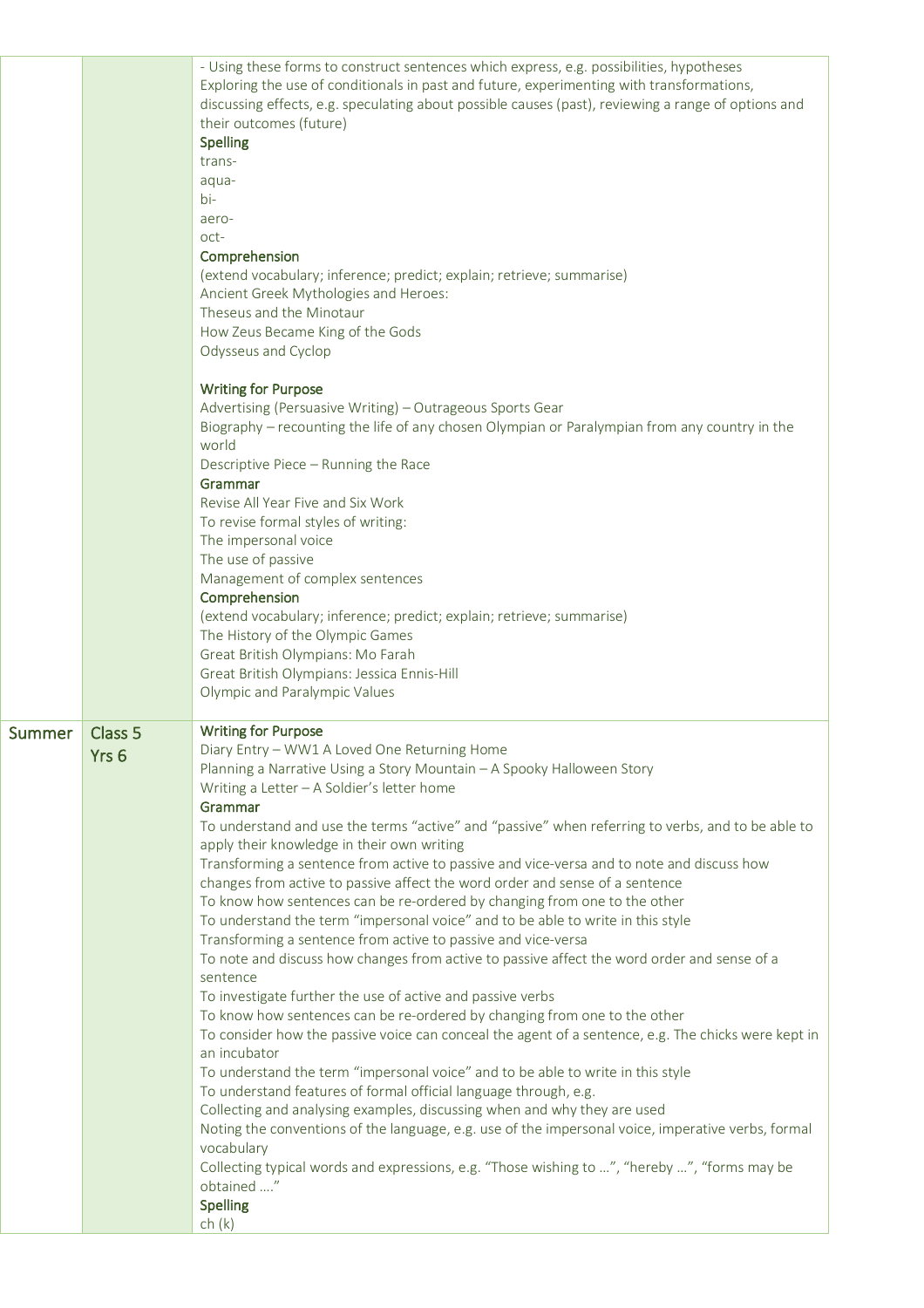| | | |
|---|---|---|
| | | - Using these forms to construct sentences which express, e.g. possibilities, hypotheses<br>Exploring the use of conditionals in past and future, experimenting with transformations, discussing effects, e.g. speculating about possible causes (past), reviewing a range of options and their outcomes (future)<br>**Spelling**<br>trans-<br>aqua-<br>bi-<br>aero-<br>oct-<br>**Comprehension**<br>(extend vocabulary; inference; predict; explain; retrieve; summarise)<br>Ancient Greek Mythologies and Heroes:<br>Theseus and the Minotaur<br>How Zeus Became King of the Gods<br>Odysseus and Cyclop<br><br>**Writing for Purpose**<br>Advertising (Persuasive Writing) – Outrageous Sports Gear<br>Biography – recounting the life of any chosen Olympian or Paralympian from any country in the world<br>Descriptive Piece – Running the Race<br>**Grammar**<br>Revise All Year Five and Six Work<br>To revise formal styles of writing:<br>The impersonal voice<br>The use of passive<br>Management of complex sentences<br>**Comprehension**<br>(extend vocabulary; inference; predict; explain; retrieve; summarise)<br>The History of the Olympic Games<br>Great British Olympians: Mo Farah<br>Great British Olympians: Jessica Ennis-Hill<br>Olympic and Paralympic Values |
| Summer | Class 5<br>Yrs 6 | **Writing for Purpose**<br>Diary Entry – WW1 A Loved One Returning Home<br>Planning a Narrative Using a Story Mountain – A Spooky Halloween Story<br>Writing a Letter – A Soldier's letter home<br>**Grammar**<br>To understand and use the terms "active" and "passive" when referring to verbs, and to be able to apply their knowledge in their own writing<br>Transforming a sentence from active to passive and vice-versa and to note and discuss how changes from active to passive affect the word order and sense of a sentence<br>To know how sentences can be re-ordered by changing from one to the other<br>To understand the term "impersonal voice" and to be able to write in this style<br>Transforming a sentence from active to passive and vice-versa<br>To note and discuss how changes from active to passive affect the word order and sense of a sentence<br>To investigate further the use of active and passive verbs<br>To know how sentences can be re-ordered by changing from one to the other<br>To consider how the passive voice can conceal the agent of a sentence, e.g. The chicks were kept in an incubator<br>To understand the term "impersonal voice" and to be able to write in this style<br>To understand features of formal official language through, e.g.<br>Collecting and analysing examples, discussing when and why they are used<br>Noting the conventions of the language, e.g. use of the impersonal voice, imperative verbs, formal vocabulary<br>Collecting typical words and expressions, e.g. "Those wishing to ...", "hereby ...", "forms may be obtained ...."<br>**Spelling**<br>ch (k) |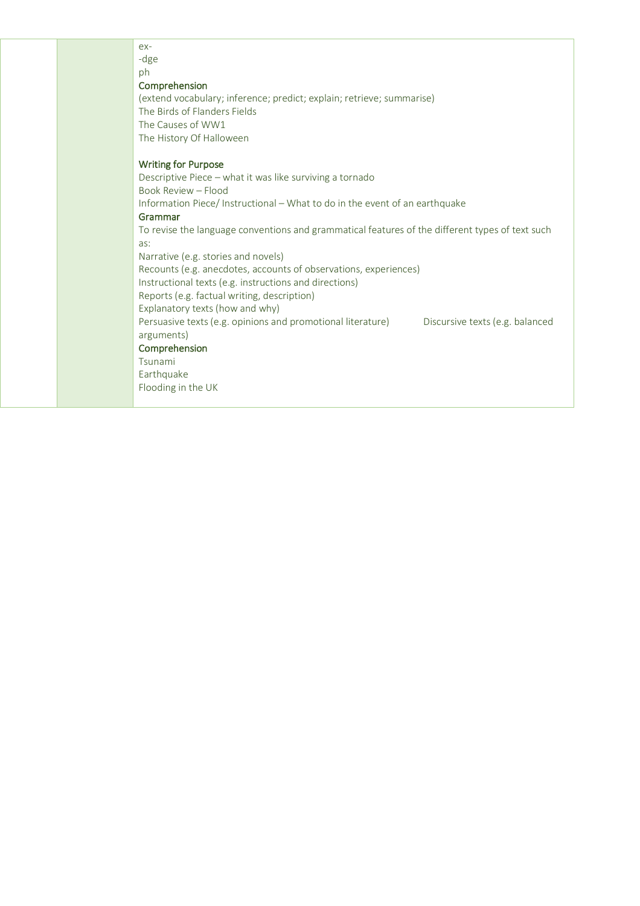| | | |
|---|---|---|
| | | ex-<br>-dge<br>ph<br>**Comprehension**<br>(extend vocabulary; inference; predict; explain; retrieve; summarise)<br>The Birds of Flanders Fields<br>The Causes of WW1<br>The History Of Halloween<br><br>**Writing for Purpose**<br>Descriptive Piece – what it was like surviving a tornado<br>Book Review – Flood<br>Information Piece/ Instructional – What to do in the event of an earthquake<br>**Grammar**<br>To revise the language conventions and grammatical features of the different types of text such as:<br>Narrative (e.g. stories and novels)<br>Recounts (e.g. anecdotes, accounts of observations, experiences)<br>Instructional texts (e.g. instructions and directions)<br>Reports (e.g. factual writing, description)<br>Explanatory texts (how and why)<br>Persuasive texts (e.g. opinions and promotional literature) Discursive texts (e.g. balanced arguments)<br>**Comprehension**<br>Tsunami<br>Earthquake<br>Flooding in the UK |